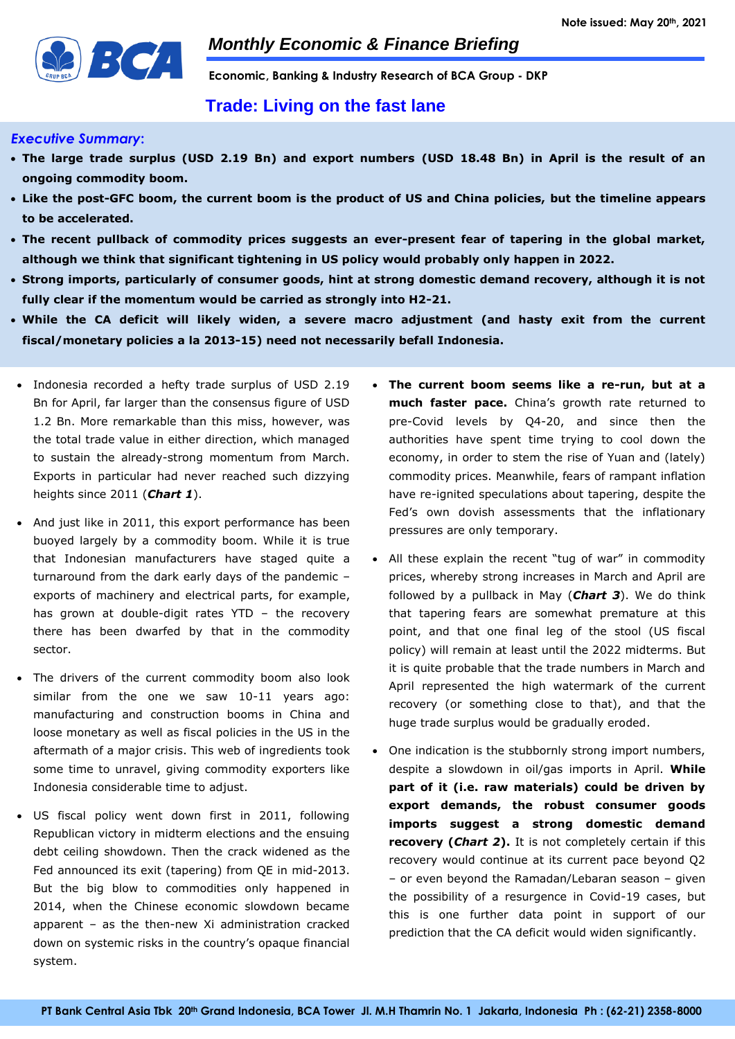Note issued: May 20th, 2021

# Monthly Economic & Finance Briefing

**Economic, Banking & Industry Research of BCA Group - DKP**

## Trade: Living on the fast lane

### *Executive Summary*:

- **The large trade surplus (USD 2.19 Bn) and export numbers (USD 18.48 Bn) in April is the result of an ongoing commodity boom.**
- **Like the post-GFC boom, the current boom is the product of US and China policies, but the timeline appears to be accelerated.**
- **The recent pullback of commodity prices suggests an ever-present fear of tapering in the global market, although we think that significant tightening in US policy would probably only happen in 2022.**
- **Strong imports, particularly of consumer goods, hint at strong domestic demand recovery, although it is not fully clear if the momentum would be carried as strongly into H2-21.**
- **While the CA deficit will likely widen, a severe macro adjustment (and hasty exit from the current fiscal/monetary policies a la 2013-15) need not necessarily befall Indonesia.**

- Indonesia recorded a hefty trade surplus of USD 2.19 Bn for April, far larger than the consensus figure of USD 1.2 Bn. More remarkable than this miss, however, was the total trade value in either direction, which managed to sustain the already-strong momentum from March. Exports in particular had never reached such dizzying heights since 2011 (***Chart 1***).
- And just like in 2011, this export performance has been buoyed largely by a commodity boom. While it is true that Indonesian manufacturers have staged quite a turnaround from the dark early days of the pandemic – exports of machinery and electrical parts, for example, has grown at double-digit rates YTD – the recovery there has been dwarfed by that in the commodity sector.
- The drivers of the current commodity boom also look similar from the one we saw 10-11 years ago: manufacturing and construction booms in China and loose monetary as well as fiscal policies in the US in the aftermath of a major crisis. This web of ingredients took some time to unravel, giving commodity exporters like Indonesia considerable time to adjust.
- US fiscal policy went down first in 2011, following Republican victory in midterm elections and the ensuing debt ceiling showdown. Then the crack widened as the Fed announced its exit (tapering) from QE in mid-2013. But the big blow to commodities only happened in 2014, when the Chinese economic slowdown became apparent – as the then-new Xi administration cracked down on systemic risks in the country's opaque financial system.
- **The current boom seems like a re-run, but at a much faster pace.** China's growth rate returned to pre-Covid levels by Q4-20, and since then the authorities have spent time trying to cool down the economy, in order to stem the rise of Yuan and (lately) commodity prices. Meanwhile, fears of rampant inflation have re-ignited speculations about tapering, despite the Fed's own dovish assessments that the inflationary pressures are only temporary.
- All these explain the recent "tug of war" in commodity prices, whereby strong increases in March and April are followed by a pullback in May (***Chart 3***). We do think that tapering fears are somewhat premature at this point, and that one final leg of the stool (US fiscal policy) will remain at least until the 2022 midterms. But it is quite probable that the trade numbers in March and April represented the high watermark of the current recovery (or something close to that), and that the huge trade surplus would be gradually eroded.
- One indication is the stubbornly strong import numbers, despite a slowdown in oil/gas imports in April. **While part of it (i.e. raw materials) could be driven by export demands, the robust consumer goods imports suggest a strong domestic demand recovery (*Chart 2*).** It is not completely certain if this recovery would continue at its current pace beyond Q2 – or even beyond the Ramadan/Lebaran season – given the possibility of a resurgence in Covid-19 cases, but this is one further data point in support of our prediction that the CA deficit would widen significantly.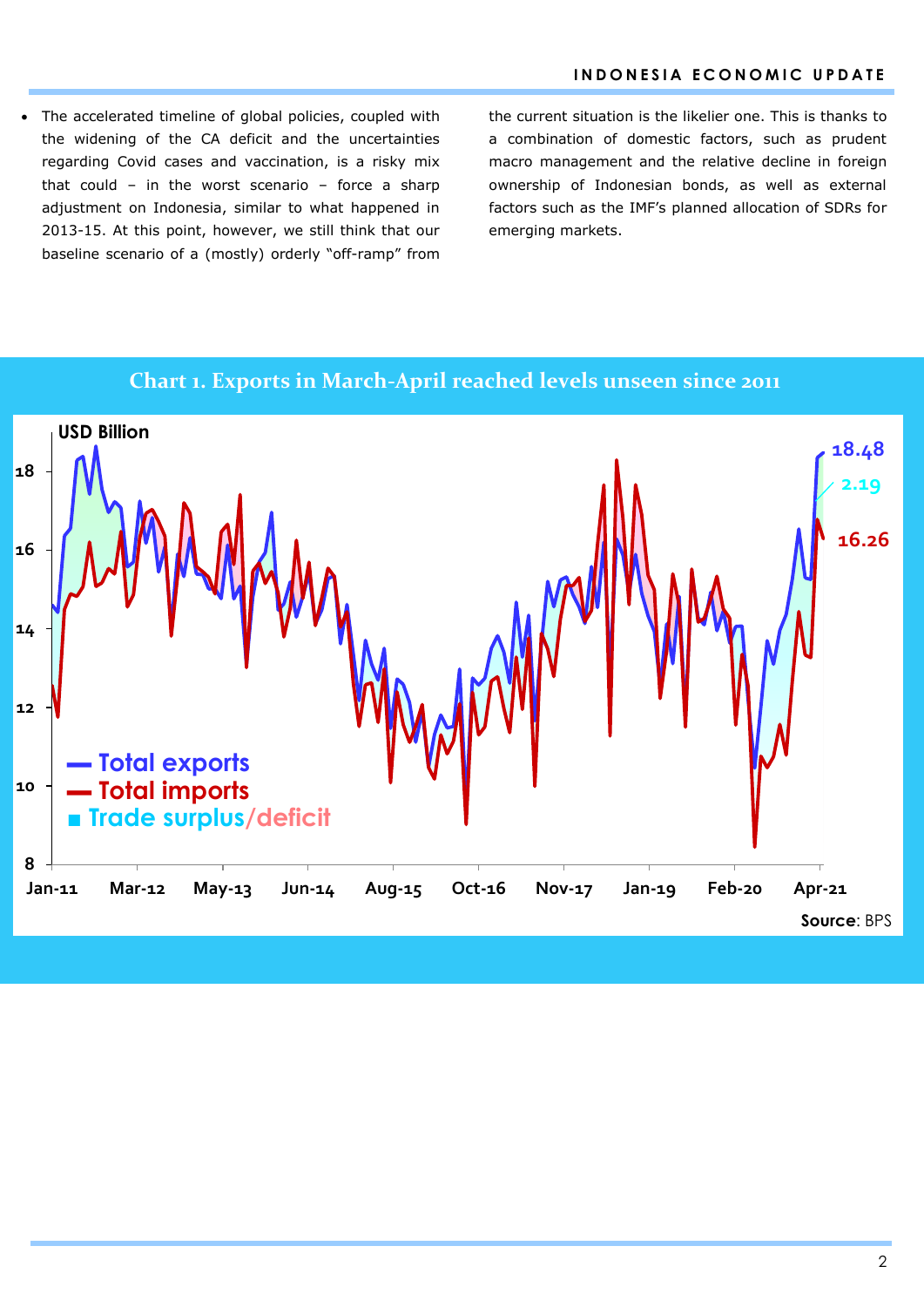- The accelerated timeline of global policies, coupled with the widening of the CA deficit and the uncertainties regarding Covid cases and vaccination, is a risky mix that could – in the worst scenario – force a sharp adjustment on Indonesia, similar to what happened in 2013-15. At this point, however, we still think that our baseline scenario of a (mostly) orderly "off-ramp" from the current situation is the likelier one. This is thanks to a combination of domestic factors, such as prudent macro management and the relative decline in foreign ownership of Indonesian bonds, as well as external factors such as the IMF's planned allocation of SDRs for emerging markets.

**Chart 1. Exports in March-April reached levels unseen since 2011**

Source: BPS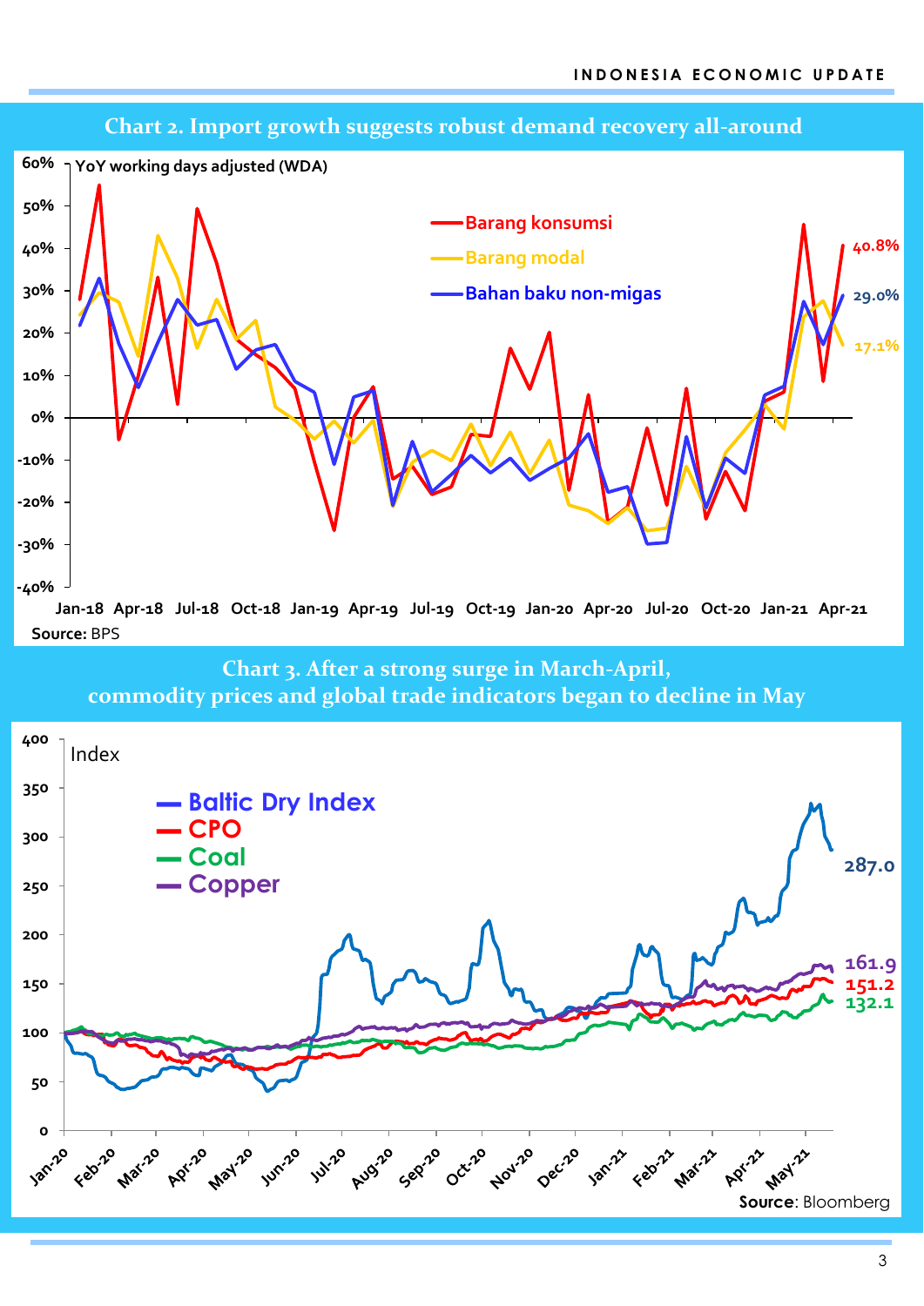## Chart 2. Import growth suggests robust demand recovery all-around

YoY working days adjusted (WDA)

- Barang konsumsi: 40.8%
- Barang modal: 17.1%
- Bahan baku non-migas: 29.0%

**Source:** BPS

## Chart 3. After a strong surge in March-April, commodity prices and global trade indicators began to decline in May

Index

- Baltic Dry Index: 287.0
- CPO: 151.2
- Coal: 132.1
- Copper: 161.9

**Source**: Bloomberg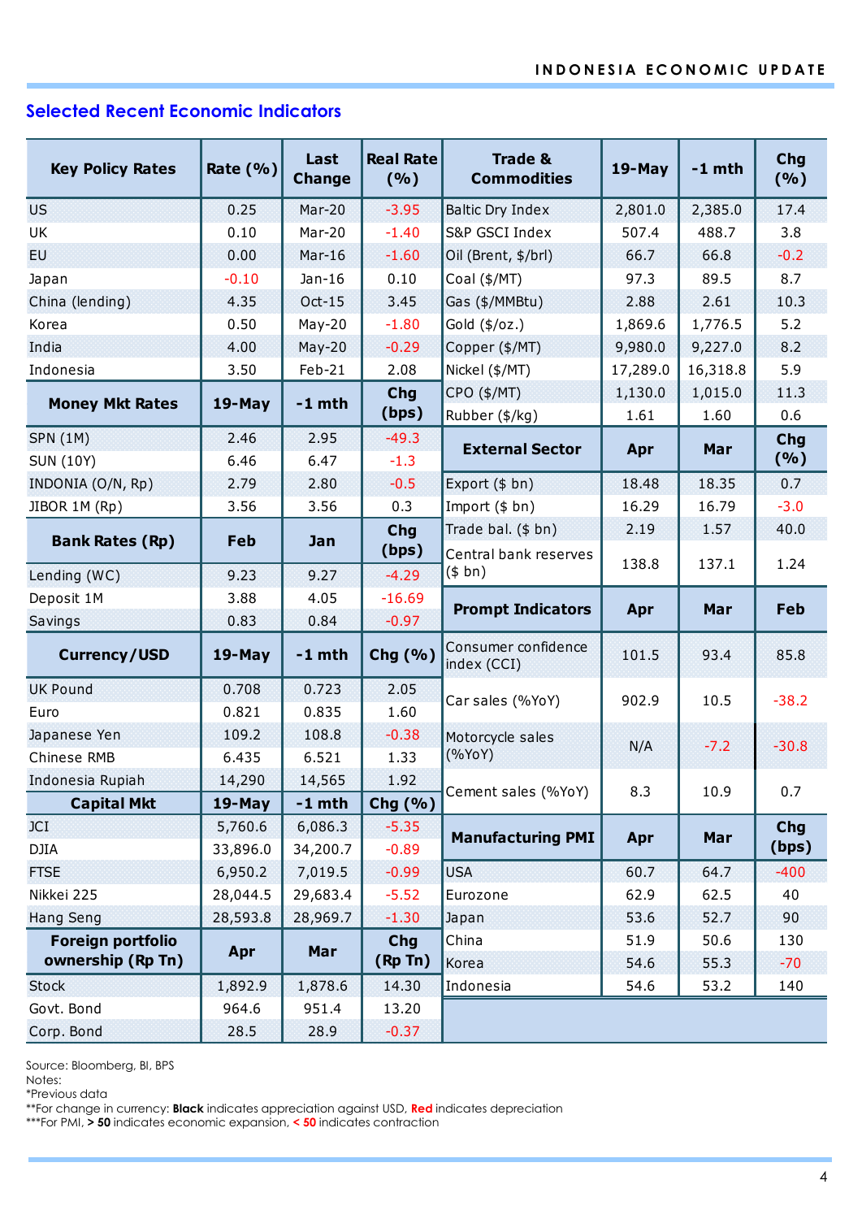## Selected Recent Economic Indicators

| Key Policy Rates | Rate (%) | Last Change | Real Rate (%) |
|---|---|---|---|
| US | 0.25 | Mar-20 | -3.95 |
| UK | 0.10 | Mar-20 | -1.40 |
| EU | 0.00 | Mar-16 | -1.60 |
| Japan | -0.10 | Jan-16 | 0.10 |
| China (lending) | 4.35 | Oct-15 | 3.45 |
| Korea | 0.50 | May-20 | -1.80 |
| India | 4.00 | May-20 | -0.29 |
| Indonesia | 3.50 | Feb-21 | 2.08 |

| Money Mkt Rates | 19-May | -1 mth | Chg (bps) |
|---|---|---|---|
| SPN (1M) | 2.46 | 2.95 | -49.3 |
| SUN (10Y) | 6.46 | 6.47 | -1.3 |
| INDONIA (O/N, Rp) | 2.79 | 2.80 | -0.5 |
| JIBOR 1M (Rp) | 3.56 | 3.56 | 0.3 |

| Bank Rates (Rp) | Feb | Jan | Chg (bps) |
|---|---|---|---|
| Lending (WC) | 9.23 | 9.27 | -4.29 |
| Deposit 1M | 3.88 | 4.05 | -16.69 |
| Savings | 0.83 | 0.84 | -0.97 |

| Currency/USD | 19-May | -1 mth | Chg (%) |
|---|---|---|---|
| UK Pound | 0.708 | 0.723 | 2.05 |
| Euro | 0.821 | 0.835 | 1.60 |
| Japanese Yen | 109.2 | 108.8 | -0.38 |
| Chinese RMB | 6.435 | 6.521 | 1.33 |
| Indonesia Rupiah | 14,290 | 14,565 | 1.92 |

| Capital Mkt | 19-May | -1 mth | Chg (%) |
|---|---|---|---|
| JCI | 5,760.6 | 6,086.3 | -5.35 |
| DJIA | 33,896.0 | 34,200.7 | -0.89 |
| FTSE | 6,950.2 | 7,019.5 | -0.99 |
| Nikkei 225 | 28,044.5 | 29,683.4 | -5.52 |
| Hang Seng | 28,593.8 | 28,969.7 | -1.30 |

| Foreign portfolio ownership (Rp Tn) | Apr | Mar | Chg (Rp Tn) |
|---|---|---|---|
| Stock | 1,892.9 | 1,878.6 | 14.30 |
| Govt. Bond | 964.6 | 951.4 | 13.20 |
| Corp. Bond | 28.5 | 28.9 | -0.37 |

| Trade & Commodities | 19-May | -1 mth | Chg (%) |
|---|---|---|---|
| Baltic Dry Index | 2,801.0 | 2,385.0 | 17.4 |
| S&P GSCI Index | 507.4 | 488.7 | 3.8 |
| Oil (Brent, $/brl) | 66.7 | 66.8 | -0.2 |
| Coal ($/MT) | 97.3 | 89.5 | 8.7 |
| Gas ($/MMBtu) | 2.88 | 2.61 | 10.3 |
| Gold ($/oz.) | 1,869.6 | 1,776.5 | 5.2 |
| Copper ($/MT) | 9,980.0 | 9,227.0 | 8.2 |
| Nickel ($/MT) | 17,289.0 | 16,318.8 | 5.9 |
| CPO ($/MT) | 1,130.0 | 1,015.0 | 11.3 |
| Rubber ($/kg) | 1.61 | 1.60 | 0.6 |

| External Sector | Apr | Mar | Chg (%) |
|---|---|---|---|
| Export ($ bn) | 18.48 | 18.35 | 0.7 |
| Import ($ bn) | 16.29 | 16.79 | -3.0 |
| Trade bal. ($ bn) | 2.19 | 1.57 | 40.0 |
| Central bank reserves ($ bn) | 138.8 | 137.1 | 1.24 |

| Prompt Indicators | Apr | Mar | Feb |
|---|---|---|---|
| Consumer confidence index (CCI) | 101.5 | 93.4 | 85.8 |
| Car sales (%YoY) | 902.9 | 10.5 | -38.2 |
| Motorcycle sales (%YoY) | N/A | -7.2 | -30.8 |
| Cement sales (%YoY) | 8.3 | 10.9 | 0.7 |

| Manufacturing PMI | Apr | Mar | Chg (bps) |
|---|---|---|---|
| USA | 60.7 | 64.7 | -400 |
| Eurozone | 62.9 | 62.5 | 40 |
| Japan | 53.6 | 52.7 | 90 |
| China | 51.9 | 50.6 | 130 |
| Korea | 54.6 | 55.3 | -70 |
| Indonesia | 54.6 | 53.2 | 140 |

Source: Bloomberg, BI, BPS
Notes:
*Previous data
**For change in currency: **Black** indicates appreciation against USD, **Red** indicates depreciation
***For PMI, **> 50** indicates economic expansion, **< 50** indicates contraction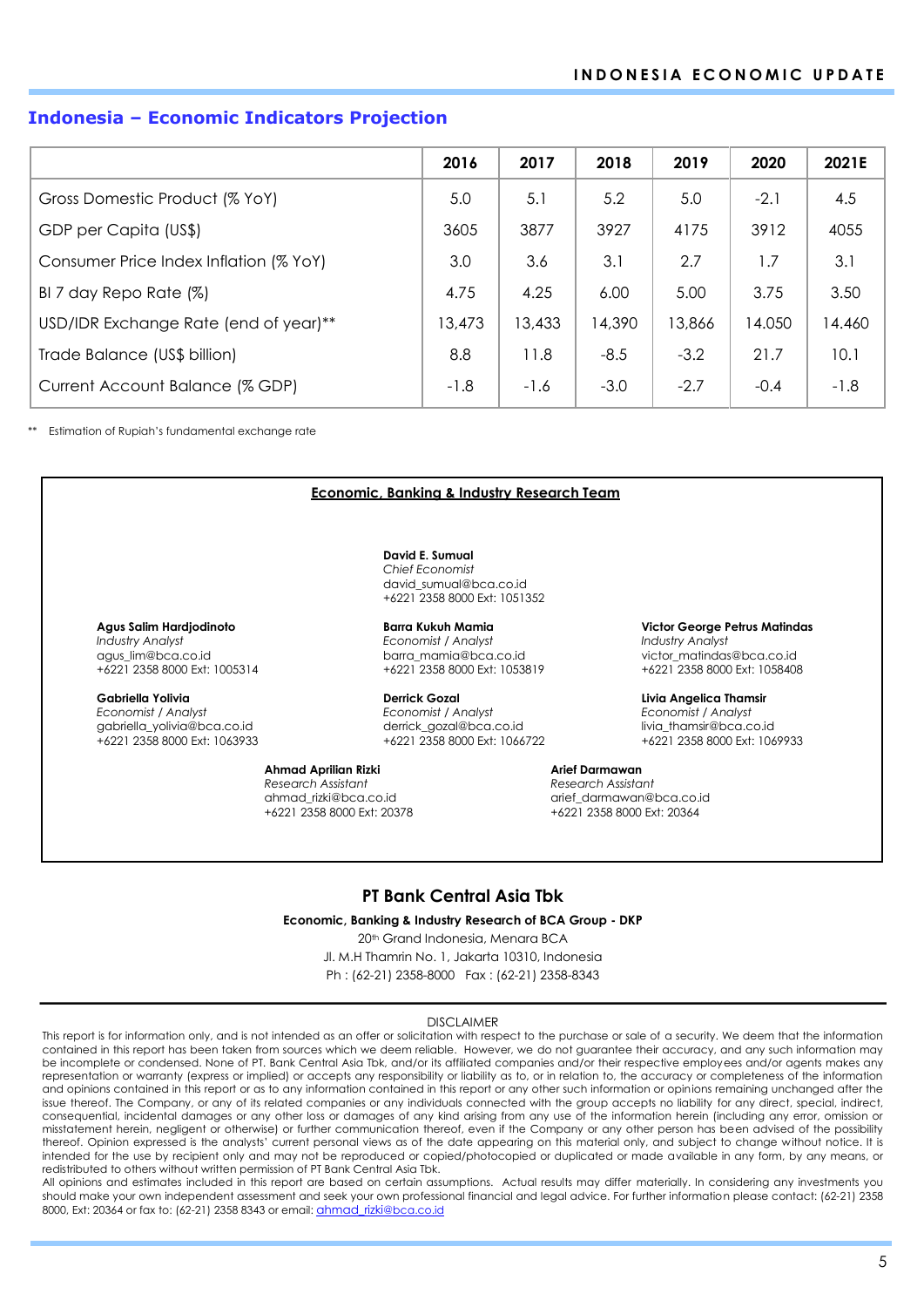## Indonesia – Economic Indicators Projection

| | 2016 | 2017 | 2018 | 2019 | 2020 | 2021E |
|---|---|---|---|---|---|---|
| Gross Domestic Product (% YoY) | 5.0 | 5.1 | 5.2 | 5.0 | -2.1 | 4.5 |
| GDP per Capita (US$) | 3605 | 3877 | 3927 | 4175 | 3912 | 4055 |
| Consumer Price Index Inflation (% YoY) | 3.0 | 3.6 | 3.1 | 2.7 | 1.7 | 3.1 |
| BI 7 day Repo Rate (%) | 4.75 | 4.25 | 6.00 | 5.00 | 3.75 | 3.50 |
| USD/IDR Exchange Rate (end of year)** | 13,473 | 13,433 | 14,390 | 13,866 | 14.050 | 14.460 |
| Trade Balance (US$ billion) | 8.8 | 11.8 | -8.5 | -3.2 | 21.7 | 10.1 |
| Current Account Balance (% GDP) | -1.8 | -1.6 | -3.0 | -2.7 | -0.4 | -1.8 |

** Estimation of Rupiah's fundamental exchange rate

**Economic, Banking & Industry Research Team**

**David E. Sumual**
*Chief Economist*
david_sumual@bca.co.id
+6221 2358 8000 Ext: 1051352

**Agus Salim Hardjodinoto**
*Industry Analyst*
agus_lim@bca.co.id
+6221 2358 8000 Ext: 1005314

**Barra Kukuh Mamia**
*Economist / Analyst*
barra_mamia@bca.co.id
+6221 2358 8000 Ext: 1053819

**Victor George Petrus Matindas**
*Industry Analyst*
victor_matindas@bca.co.id
+6221 2358 8000 Ext: 1058408

**Gabriella Yolivia**
*Economist / Analyst*
gabriella_yolivia@bca.co.id
+6221 2358 8000 Ext: 1063933

**Derrick Gozal**
*Economist / Analyst*
derrick_gozal@bca.co.id
+6221 2358 8000 Ext: 1066722

**Livia Angelica Thamsir**
*Economist / Analyst*
livia_thamsir@bca.co.id
+6221 2358 8000 Ext: 1069933

**Ahmad Aprilian Rizki**
*Research Assistant*
ahmad_rizki@bca.co.id
+6221 2358 8000 Ext: 20378

**Arief Darmawan**
*Research Assistant*
arief_darmawan@bca.co.id
+6221 2358 8000 Ext: 20364

**PT Bank Central Asia Tbk**

**Economic, Banking & Industry Research of BCA Group - DKP**

20th Grand Indonesia, Menara BCA
Jl. M.H Thamrin No. 1, Jakarta 10310, Indonesia
Ph : (62-21) 2358-8000 Fax : (62-21) 2358-8343

DISCLAIMER

This report is for information only, and is not intended as an offer or solicitation with respect to the purchase or sale of a security. We deem that the information contained in this report has been taken from sources which we deem reliable. However, we do not guarantee their accuracy, and any such information may be incomplete or condensed. None of PT. Bank Central Asia Tbk, and/or its affiliated companies and/or their respective employees and/or agents makes any representation or warranty (express or implied) or accepts any responsibility or liability as to, or in relation to, the accuracy or completeness of the information and opinions contained in this report or as to any information contained in this report or any other such information or opinions remaining unchanged after the issue thereof. The Company, or any of its related companies or any individuals connected with the group accepts no liability for any direct, special, indirect, consequential, incidental damages or any other loss or damages of any kind arising from any use of the information herein (including any error, omission or misstatement herein, negligent or otherwise) or further communication thereof, even if the Company or any other person has been advised of the possibility thereof. Opinion expressed is the analysts' current personal views as of the date appearing on this material only, and subject to change without notice. It is intended for the use by recipient only and may not be reproduced or copied/photocopied or duplicated or made available in any form, by any means, or redistributed to others without written permission of PT Bank Central Asia Tbk.
All opinions and estimates included in this report are based on certain assumptions. Actual results may differ materially. In considering any investments you should make your own independent assessment and seek your own professional financial and legal advice. For further information please contact: (62-21) 2358 8000, Ext: 20364 or fax to: (62-21) 2358 8343 or email: ahmad_rizki@bca.co.id